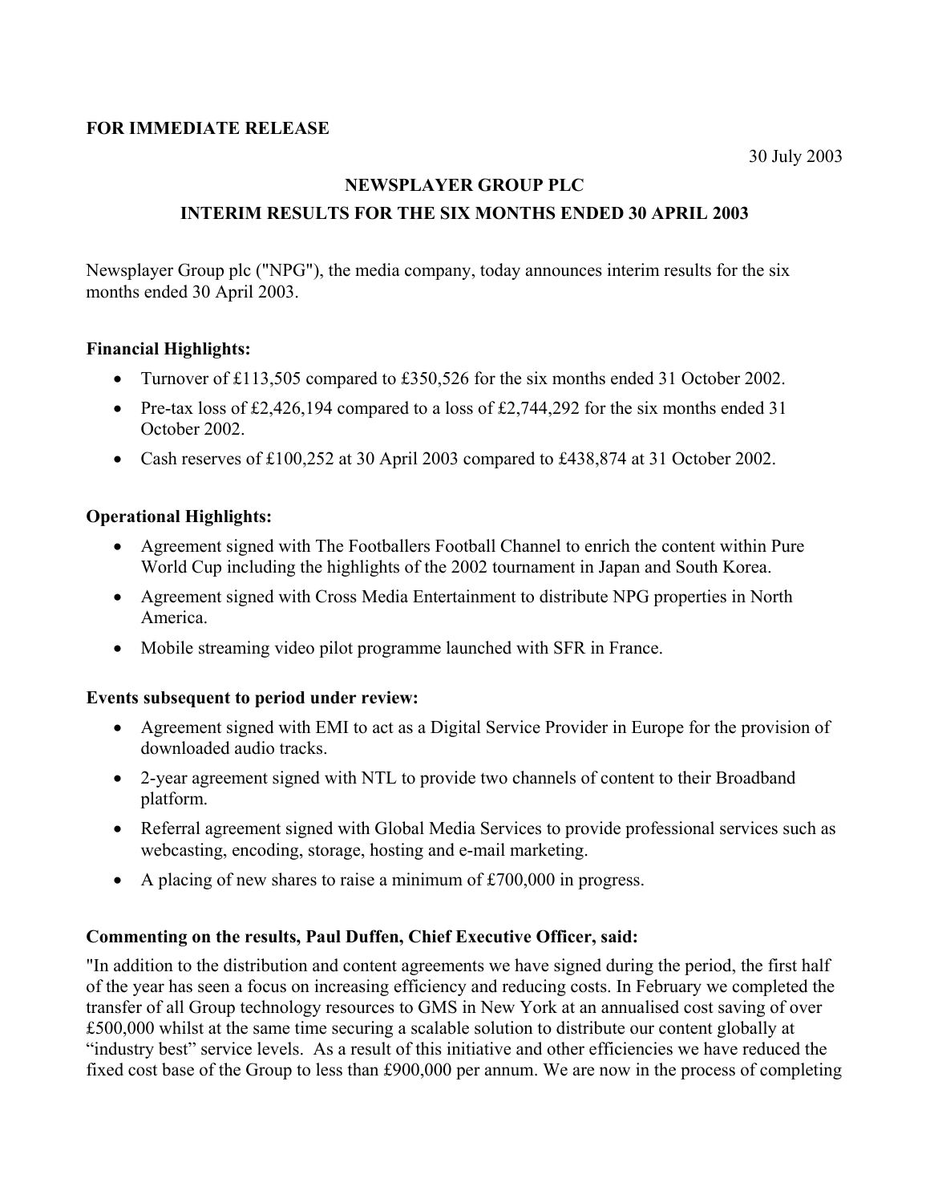**FOR IMMEDIATE RELEASE**

30 July 2003

**NEWSPLAYER GROUP PLC**

**INTERIM RESULTS FOR THE SIX MONTHS ENDED 30 APRIL 2003**

Newsplayer Group plc ("NPG"), the media company, today announces interim results for the six months ended 30 April 2003.

**Financial Highlights:**

- Turnover of £113,505 compared to £350,526 for the six months ended 31 October 2002.
- Pre-tax loss of £2,426,194 compared to a loss of £2,744,292 for the six months ended 31 October 2002.
- Cash reserves of £100,252 at 30 April 2003 compared to £438,874 at 31 October 2002.

**Operational Highlights:**

- Agreement signed with The Footballers Football Channel to enrich the content within Pure World Cup including the highlights of the 2002 tournament in Japan and South Korea.
- Agreement signed with Cross Media Entertainment to distribute NPG properties in North America.
- Mobile streaming video pilot programme launched with SFR in France.

**Events subsequent to period under review:**

- Agreement signed with EMI to act as a Digital Service Provider in Europe for the provision of downloaded audio tracks.
- 2-year agreement signed with NTL to provide two channels of content to their Broadband platform.
- Referral agreement signed with Global Media Services to provide professional services such as webcasting, encoding, storage, hosting and e-mail marketing.
- A placing of new shares to raise a minimum of £700,000 in progress.

**Commenting on the results, Paul Duffen, Chief Executive Officer, said:**

"In addition to the distribution and content agreements we have signed during the period, the first half of the year has seen a focus on increasing efficiency and reducing costs. In February we completed the transfer of all Group technology resources to GMS in New York at an annualised cost saving of over £500,000 whilst at the same time securing a scalable solution to distribute our content globally at "industry best" service levels. As a result of this initiative and other efficiencies we have reduced the fixed cost base of the Group to less than £900,000 per annum. We are now in the process of completing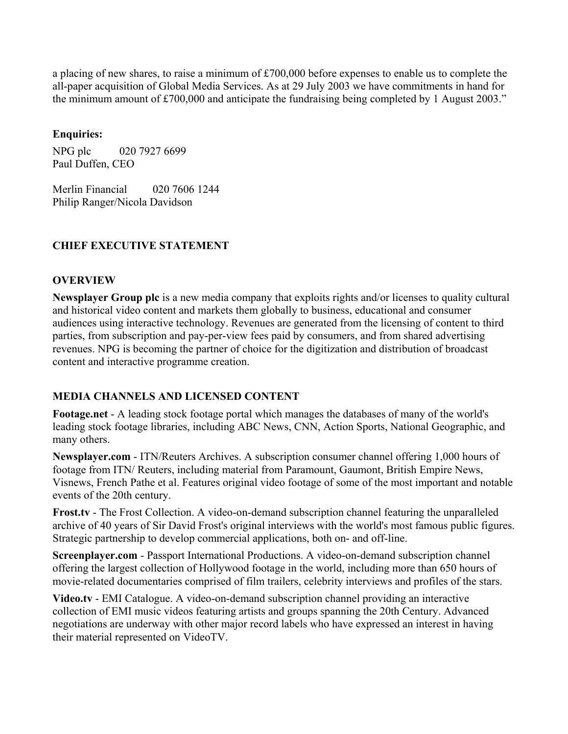a placing of new shares, to raise a minimum of £700,000 before expenses to enable us to complete the all-paper acquisition of Global Media Services. As at 29 July 2003 we have commitments in hand for the minimum amount of £700,000 and anticipate the fundraising being completed by 1 August 2003."

**Enquiries:**

NPG plc 020 7927 6699
Paul Duffen, CEO

Merlin Financial 020 7606 1244
Philip Ranger/Nicola Davidson

## CHIEF EXECUTIVE STATEMENT

### OVERVIEW

**Newsplayer Group plc** is a new media company that exploits rights and/or licenses to quality cultural and historical video content and markets them globally to business, educational and consumer audiences using interactive technology. Revenues are generated from the licensing of content to third parties, from subscription and pay-per-view fees paid by consumers, and from shared advertising revenues. NPG is becoming the partner of choice for the digitization and distribution of broadcast content and interactive programme creation.

### MEDIA CHANNELS AND LICENSED CONTENT

**Footage.net** - A leading stock footage portal which manages the databases of many of the world's leading stock footage libraries, including ABC News, CNN, Action Sports, National Geographic, and many others.

**Newsplayer.com** - ITN/Reuters Archives. A subscription consumer channel offering 1,000 hours of footage from ITN/ Reuters, including material from Paramount, Gaumont, British Empire News, Visnews, French Pathe et al. Features original video footage of some of the most important and notable events of the 20th century.

**Frost.tv** - The Frost Collection. A video-on-demand subscription channel featuring the unparalleled archive of 40 years of Sir David Frost's original interviews with the world's most famous public figures. Strategic partnership to develop commercial applications, both on- and off-line.

**Screenplayer.com** - Passport International Productions. A video-on-demand subscription channel offering the largest collection of Hollywood footage in the world, including more than 650 hours of movie-related documentaries comprised of film trailers, celebrity interviews and profiles of the stars.

**Video.tv** - EMI Catalogue. A video-on-demand subscription channel providing an interactive collection of EMI music videos featuring artists and groups spanning the 20th Century. Advanced negotiations are underway with other major record labels who have expressed an interest in having their material represented on VideoTV.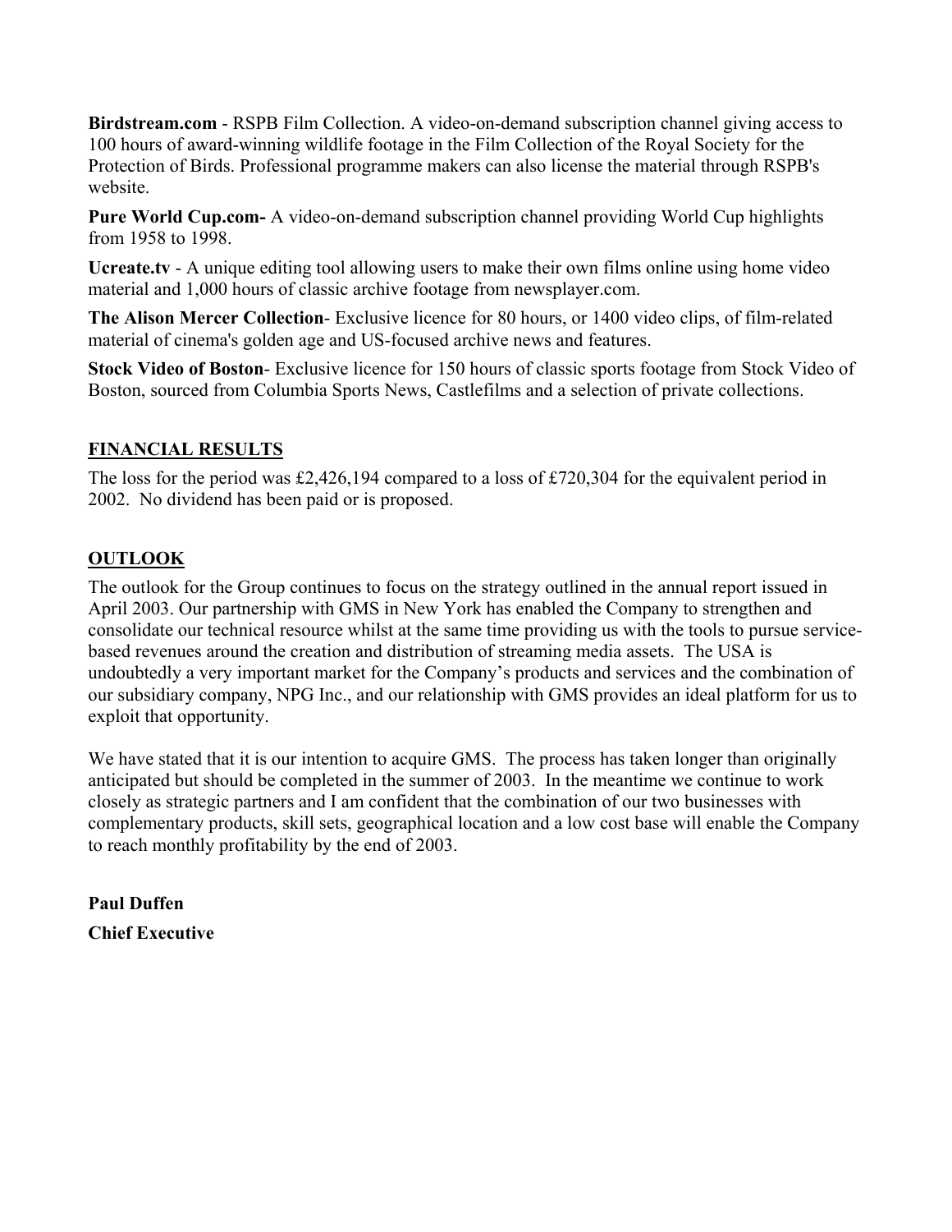**Birdstream.com** - RSPB Film Collection. A video-on-demand subscription channel giving access to 100 hours of award-winning wildlife footage in the Film Collection of the Royal Society for the Protection of Birds. Professional programme makers can also license the material through RSPB's website.

**Pure World Cup.com-** A video-on-demand subscription channel providing World Cup highlights from 1958 to 1998.

**Ucreate.tv** - A unique editing tool allowing users to make their own films online using home video material and 1,000 hours of classic archive footage from newsplayer.com.

**The Alison Mercer Collection**- Exclusive licence for 80 hours, or 1400 video clips, of film-related material of cinema's golden age and US-focused archive news and features.

**Stock Video of Boston**- Exclusive licence for 150 hours of classic sports footage from Stock Video of Boston, sourced from Columbia Sports News, Castlefilms and a selection of private collections.

## FINANCIAL RESULTS

The loss for the period was £2,426,194 compared to a loss of £720,304 for the equivalent period in 2002. No dividend has been paid or is proposed.

## OUTLOOK

The outlook for the Group continues to focus on the strategy outlined in the annual report issued in April 2003. Our partnership with GMS in New York has enabled the Company to strengthen and consolidate our technical resource whilst at the same time providing us with the tools to pursue service-based revenues around the creation and distribution of streaming media assets. The USA is undoubtedly a very important market for the Company's products and services and the combination of our subsidiary company, NPG Inc., and our relationship with GMS provides an ideal platform for us to exploit that opportunity.

We have stated that it is our intention to acquire GMS. The process has taken longer than originally anticipated but should be completed in the summer of 2003. In the meantime we continue to work closely as strategic partners and I am confident that the combination of our two businesses with complementary products, skill sets, geographical location and a low cost base will enable the Company to reach monthly profitability by the end of 2003.

**Paul Duffen**

**Chief Executive**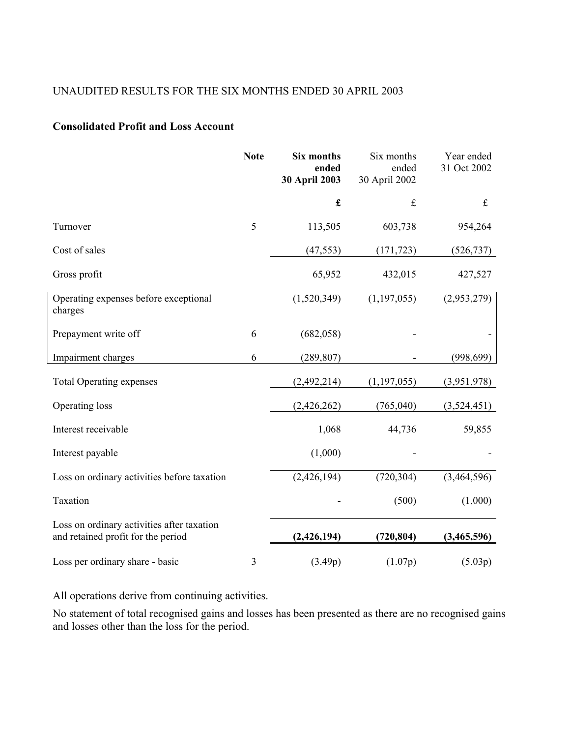UNAUDITED RESULTS FOR THE SIX MONTHS ENDED 30 APRIL 2003

## Consolidated Profit and Loss Account

| | Note | **Six months ended 30 April 2003** | Six months ended 30 April 2002 | Year ended 31 Oct 2002 |
|---|---|---|---|---|
| | | **£** | £ | £ |
| Turnover | 5 | 113,505 | 603,738 | 954,264 |
| Cost of sales | | (47,553) | (171,723) | (526,737) |
| Gross profit | | 65,952 | 432,015 | 427,527 |
| Operating expenses before exceptional charges | | (1,520,349) | (1,197,055) | (2,953,279) |
| Prepayment write off | 6 | (682,058) | - | - |
| Impairment charges | 6 | (289,807) | - | (998,699) |
| Total Operating expenses | | (2,492,214) | (1,197,055) | (3,951,978) |
| Operating loss | | (2,426,262) | (765,040) | (3,524,451) |
| Interest receivable | | 1,068 | 44,736 | 59,855 |
| Interest payable | | (1,000) | - | - |
| Loss on ordinary activities before taxation | | (2,426,194) | (720,304) | (3,464,596) |
| Taxation | | - | (500) | (1,000) |
| Loss on ordinary activities after taxation and retained profit for the period | | **(2,426,194)** | **(720,804)** | **(3,465,596)** |
| Loss per ordinary share - basic | 3 | (3.49p) | (1.07p) | (5.03p) |

All operations derive from continuing activities.

No statement of total recognised gains and losses has been presented as there are no recognised gains and losses other than the loss for the period.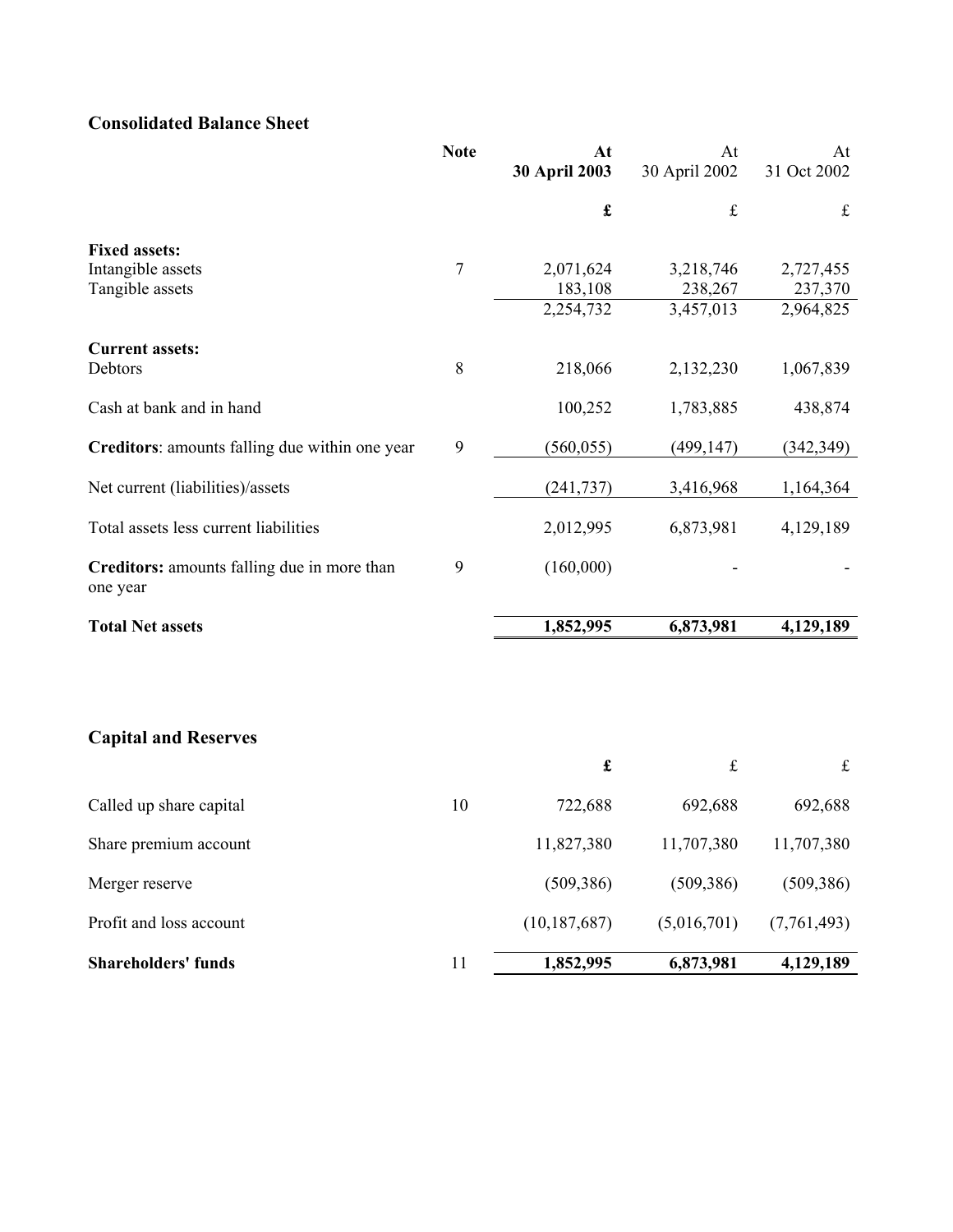## Consolidated Balance Sheet

| | Note | At 30 April 2003 | At 30 April 2002 | At 31 Oct 2002 |
|---|---|---|---|---|
| | | **£** | £ | £ |
| **Fixed assets:** | | | | |
| Intangible assets | 7 | 2,071,624 | 3,218,746 | 2,727,455 |
| Tangible assets | | 183,108 | 238,267 | 237,370 |
| | | 2,254,732 | 3,457,013 | 2,964,825 |
| **Current assets:** | | | | |
| Debtors | 8 | 218,066 | 2,132,230 | 1,067,839 |
| Cash at bank and in hand | | 100,252 | 1,783,885 | 438,874 |
| **Creditors**: amounts falling due within one year | 9 | (560,055) | (499,147) | (342,349) |
| Net current (liabilities)/assets | | (241,737) | 3,416,968 | 1,164,364 |
| Total assets less current liabilities | | 2,012,995 | 6,873,981 | 4,129,189 |
| **Creditors:** amounts falling due in more than one year | 9 | (160,000) | - | - |
| **Total Net assets** | | **1,852,995** | **6,873,981** | **4,129,189** |

## Capital and Reserves

| | | | | |
|---|---|---|---|---|
| | | **£** | £ | £ |
| Called up share capital | 10 | 722,688 | 692,688 | 692,688 |
| Share premium account | | 11,827,380 | 11,707,380 | 11,707,380 |
| Merger reserve | | (509,386) | (509,386) | (509,386) |
| Profit and loss account | | (10,187,687) | (5,016,701) | (7,761,493) |
| **Shareholders' funds** | 11 | **1,852,995** | **6,873,981** | **4,129,189** |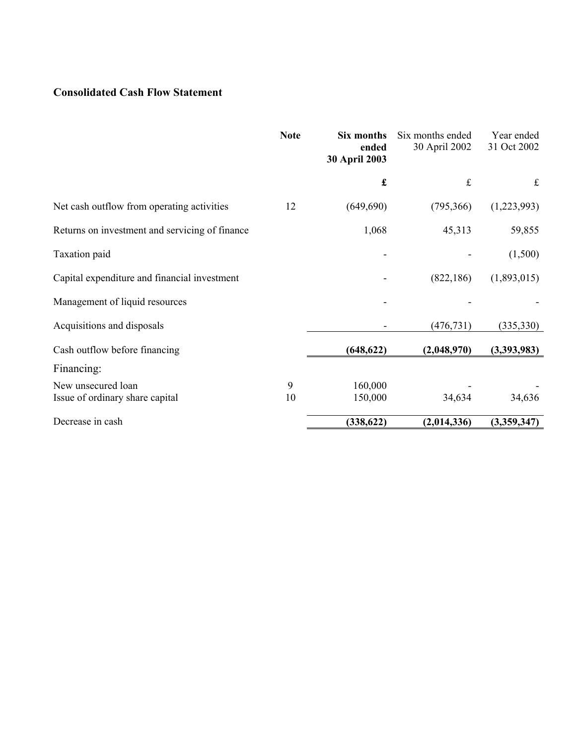## Consolidated Cash Flow Statement

| | Note | **Six months ended 30 April 2003** | Six months ended 30 April 2002 | Year ended 31 Oct 2002 |
|---|---|---|---|---|
| | | **£** | £ | £ |
| Net cash outflow from operating activities | 12 | (649,690) | (795,366) | (1,223,993) |
| Returns on investment and servicing of finance | | 1,068 | 45,313 | 59,855 |
| Taxation paid | | - | - | (1,500) |
| Capital expenditure and financial investment | | - | (822,186) | (1,893,015) |
| Management of liquid resources | | - | - | - |
| Acquisitions and disposals | | - | (476,731) | (335,330) |
| Cash outflow before financing | | **(648,622)** | **(2,048,970)** | **(3,393,983)** |
| Financing: | | | | |
| New unsecured loan | 9 | 160,000 | - | - |
| Issue of ordinary share capital | 10 | 150,000 | 34,634 | 34,636 |
| Decrease in cash | | **(338,622)** | **(2,014,336)** | **(3,359,347)** |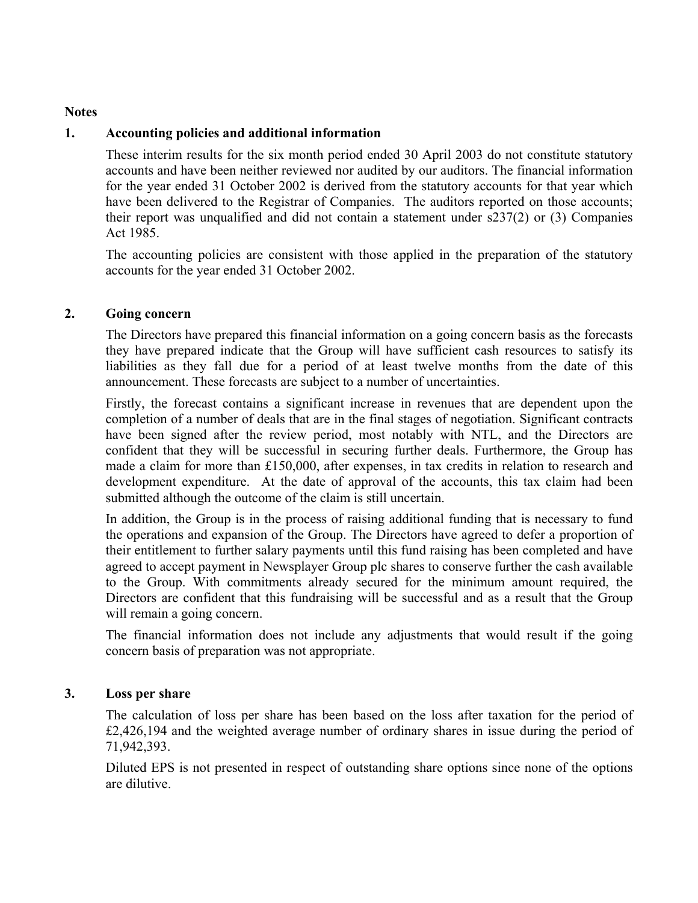**Notes**

## 1. Accounting policies and additional information

These interim results for the six month period ended 30 April 2003 do not constitute statutory accounts and have been neither reviewed nor audited by our auditors. The financial information for the year ended 31 October 2002 is derived from the statutory accounts for that year which have been delivered to the Registrar of Companies. The auditors reported on those accounts; their report was unqualified and did not contain a statement under s237(2) or (3) Companies Act 1985.

The accounting policies are consistent with those applied in the preparation of the statutory accounts for the year ended 31 October 2002.

## 2. Going concern

The Directors have prepared this financial information on a going concern basis as the forecasts they have prepared indicate that the Group will have sufficient cash resources to satisfy its liabilities as they fall due for a period of at least twelve months from the date of this announcement. These forecasts are subject to a number of uncertainties.

Firstly, the forecast contains a significant increase in revenues that are dependent upon the completion of a number of deals that are in the final stages of negotiation. Significant contracts have been signed after the review period, most notably with NTL, and the Directors are confident that they will be successful in securing further deals. Furthermore, the Group has made a claim for more than £150,000, after expenses, in tax credits in relation to research and development expenditure. At the date of approval of the accounts, this tax claim had been submitted although the outcome of the claim is still uncertain.

In addition, the Group is in the process of raising additional funding that is necessary to fund the operations and expansion of the Group. The Directors have agreed to defer a proportion of their entitlement to further salary payments until this fund raising has been completed and have agreed to accept payment in Newsplayer Group plc shares to conserve further the cash available to the Group. With commitments already secured for the minimum amount required, the Directors are confident that this fundraising will be successful and as a result that the Group will remain a going concern.

The financial information does not include any adjustments that would result if the going concern basis of preparation was not appropriate.

## 3. Loss per share

The calculation of loss per share has been based on the loss after taxation for the period of £2,426,194 and the weighted average number of ordinary shares in issue during the period of 71,942,393.

Diluted EPS is not presented in respect of outstanding share options since none of the options are dilutive.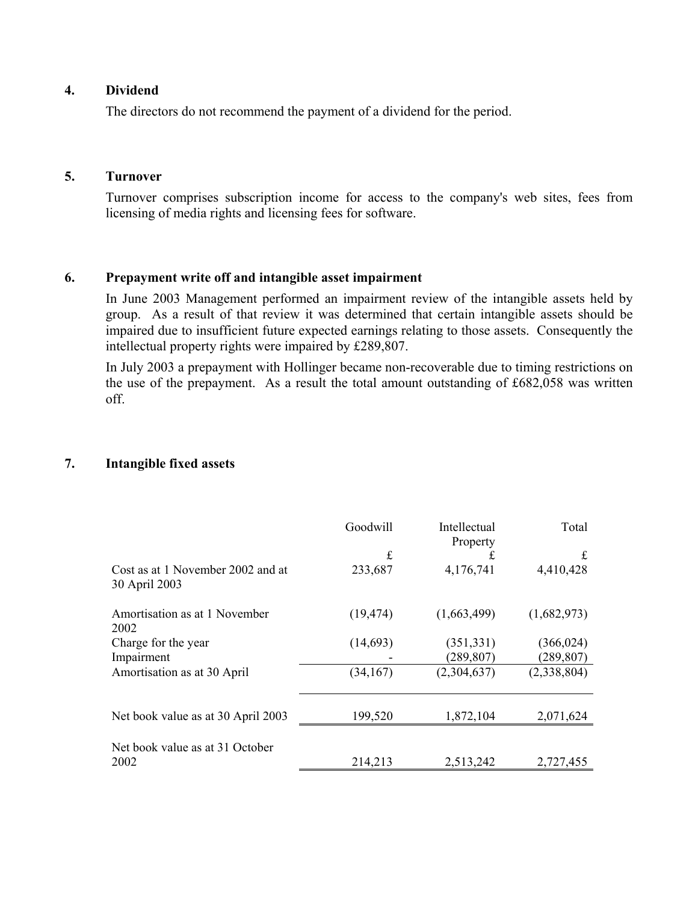## 4. Dividend

The directors do not recommend the payment of a dividend for the period.

## 5. Turnover

Turnover comprises subscription income for access to the company's web sites, fees from licensing of media rights and licensing fees for software.

## 6. Prepayment write off and intangible asset impairment

In June 2003 Management performed an impairment review of the intangible assets held by group. As a result of that review it was determined that certain intangible assets should be impaired due to insufficient future expected earnings relating to those assets. Consequently the intellectual property rights were impaired by £289,807.

In July 2003 a prepayment with Hollinger became non-recoverable due to timing restrictions on the use of the prepayment. As a result the total amount outstanding of £682,058 was written off.

## 7. Intangible fixed assets

| | Goodwill | Intellectual Property | Total |
|---|---|---|---|
| | £ | £ | £ |
| Cost as at 1 November 2002 and at 30 April 2003 | 233,687 | 4,176,741 | 4,410,428 |
| Amortisation as at 1 November 2002 | (19,474) | (1,663,499) | (1,682,973) |
| Charge for the year | (14,693) | (351,331) | (366,024) |
| Impairment | - | (289,807) | (289,807) |
| Amortisation as at 30 April | (34,167) | (2,304,637) | (2,338,804) |
| Net book value as at 30 April 2003 | 199,520 | 1,872,104 | 2,071,624 |
| Net book value as at 31 October 2002 | 214,213 | 2,513,242 | 2,727,455 |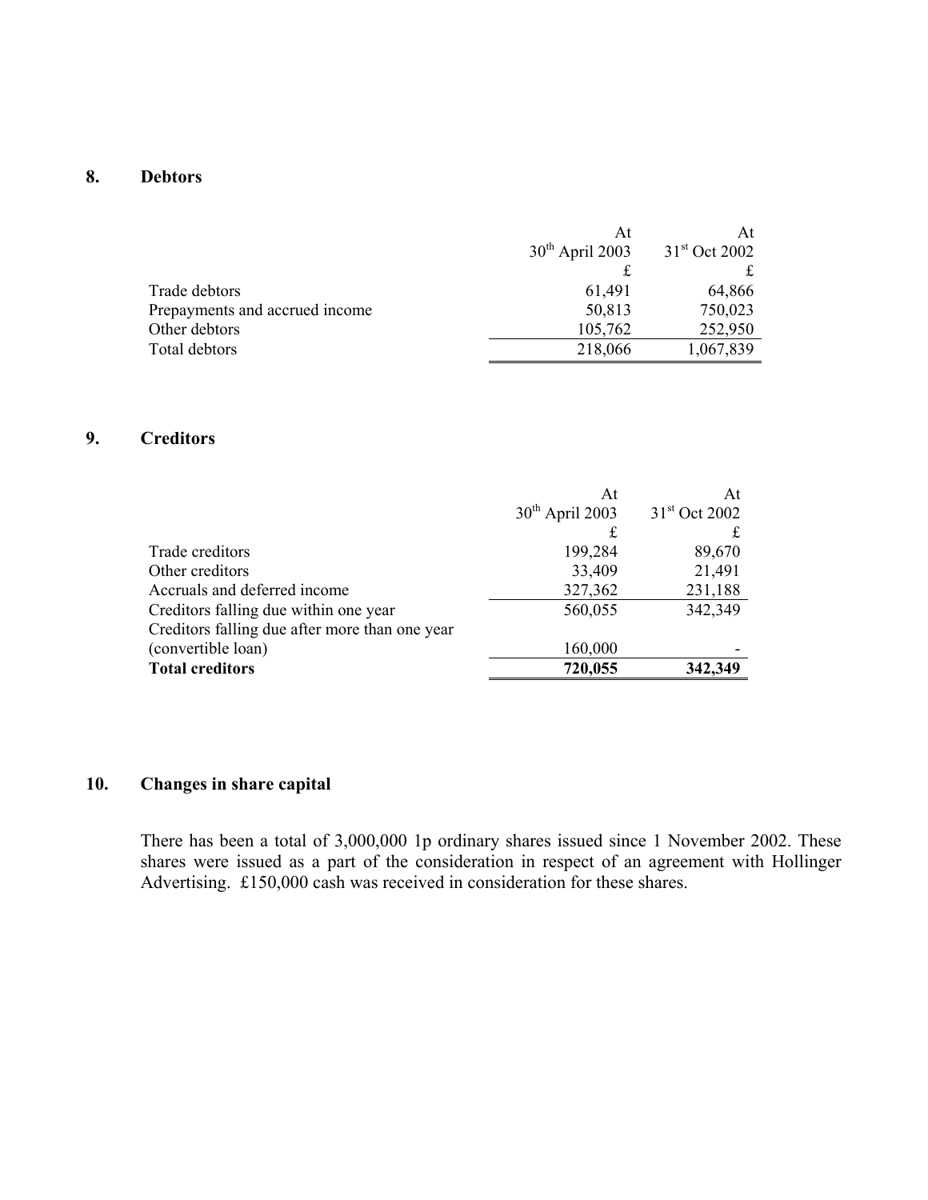## 8. Debtors

| | At 30th April 2003 | At 31st Oct 2002 |
|---|---|---|
| | £ | £ |
| Trade debtors | 61,491 | 64,866 |
| Prepayments and accrued income | 50,813 | 750,023 |
| Other debtors | 105,762 | 252,950 |
| Total debtors | 218,066 | 1,067,839 |

## 9. Creditors

| | At 30th April 2003 | At 31st Oct 2002 |
|---|---|---|
| | £ | £ |
| Trade creditors | 199,284 | 89,670 |
| Other creditors | 33,409 | 21,491 |
| Accruals and deferred income | 327,362 | 231,188 |
| Creditors falling due within one year | 560,055 | 342,349 |
| Creditors falling due after more than one year (convertible loan) | 160,000 | - |
| **Total creditors** | **720,055** | **342,349** |

## 10. Changes in share capital

There has been a total of 3,000,000 1p ordinary shares issued since 1 November 2002. These shares were issued as a part of the consideration in respect of an agreement with Hollinger Advertising. £150,000 cash was received in consideration for these shares.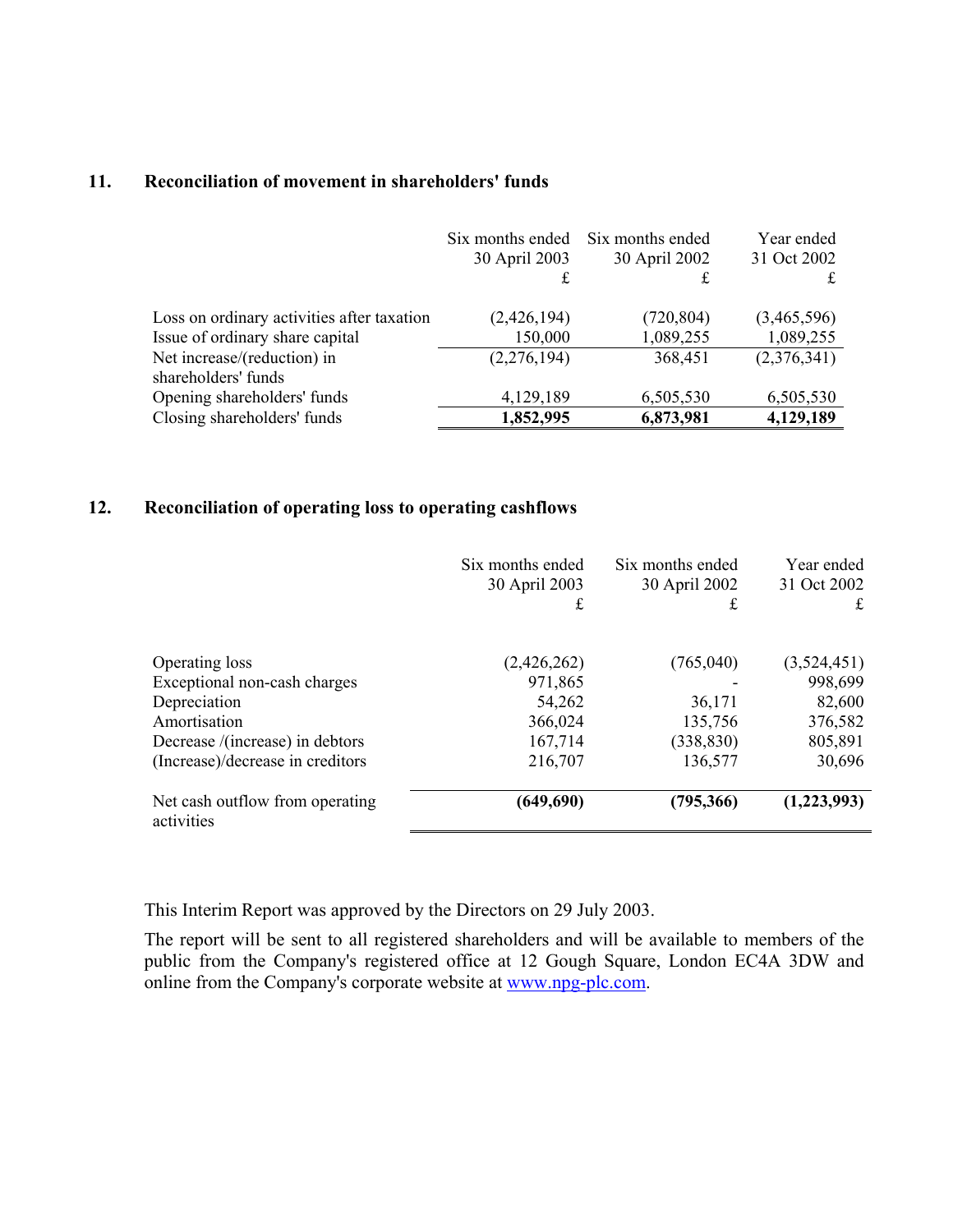## 11. Reconciliation of movement in shareholders' funds

| | Six months ended 30 April 2003 £ | Six months ended 30 April 2002 £ | Year ended 31 Oct 2002 £ |
|---|---|---|---|
| Loss on ordinary activities after taxation | (2,426,194) | (720,804) | (3,465,596) |
| Issue of ordinary share capital | 150,000 | 1,089,255 | 1,089,255 |
| Net increase/(reduction) in shareholders' funds | (2,276,194) | 368,451 | (2,376,341) |
| Opening shareholders' funds | 4,129,189 | 6,505,530 | 6,505,530 |
| Closing shareholders' funds | **1,852,995** | **6,873,981** | **4,129,189** |

## 12. Reconciliation of operating loss to operating cashflows

| | Six months ended 30 April 2003 £ | Six months ended 30 April 2002 £ | Year ended 31 Oct 2002 £ |
|---|---|---|---|
| Operating loss | (2,426,262) | (765,040) | (3,524,451) |
| Exceptional non-cash charges | 971,865 | - | 998,699 |
| Depreciation | 54,262 | 36,171 | 82,600 |
| Amortisation | 366,024 | 135,756 | 376,582 |
| Decrease /(increase) in debtors | 167,714 | (338,830) | 805,891 |
| (Increase)/decrease in creditors | 216,707 | 136,577 | 30,696 |
| Net cash outflow from operating activities | **(649,690)** | **(795,366)** | **(1,223,993)** |

This Interim Report was approved by the Directors on 29 July 2003.

The report will be sent to all registered shareholders and will be available to members of the public from the Company's registered office at 12 Gough Square, London EC4A 3DW and online from the Company's corporate website at www.npg-plc.com.